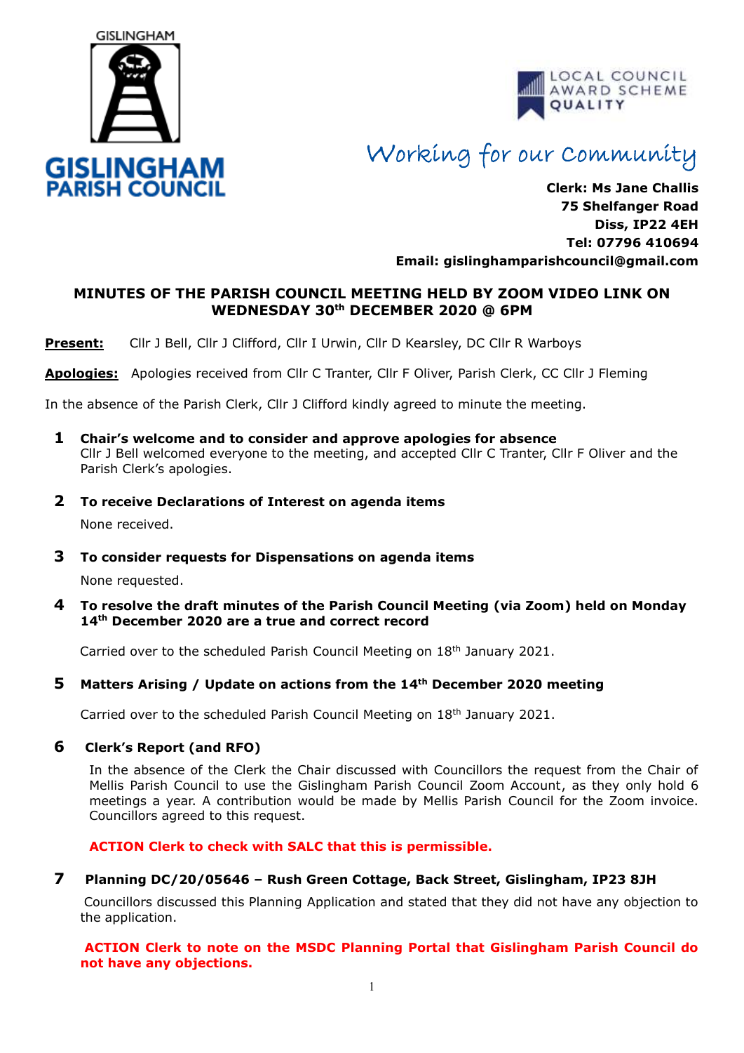GISLINGHAM

**GISLINGHAM PARISH COUNCIL**

LOCAL COUNCIL AWARD SCHEME QUALITY

*Working for our Community*

**Clerk: Ms Jane Challis**
**75 Shelfanger Road**
**Diss, IP22 4EH**
**Tel: 07796 410694**
**Email: gislinghamparishcouncil@gmail.com**

## MINUTES OF THE PARISH COUNCIL MEETING HELD BY ZOOM VIDEO LINK ON WEDNESDAY 30th DECEMBER 2020 @ 6PM

**Present:** Cllr J Bell, Cllr J Clifford, Cllr I Urwin, Cllr D Kearsley, DC Cllr R Warboys

**Apologies:** Apologies received from Cllr C Tranter, Cllr F Oliver, Parish Clerk, CC Cllr J Fleming

In the absence of the Parish Clerk, Cllr J Clifford kindly agreed to minute the meeting.

**1 Chair's welcome and to consider and approve apologies for absence**

Cllr J Bell welcomed everyone to the meeting, and accepted Cllr C Tranter, Cllr F Oliver and the Parish Clerk's apologies.

**2 To receive Declarations of Interest on agenda items**

None received.

**3 To consider requests for Dispensations on agenda items**

None requested.

**4 To resolve the draft minutes of the Parish Council Meeting (via Zoom) held on Monday 14th December 2020 are a true and correct record**

Carried over to the scheduled Parish Council Meeting on 18th January 2021.

**5 Matters Arising / Update on actions from the 14th December 2020 meeting**

Carried over to the scheduled Parish Council Meeting on 18th January 2021.

**6 Clerk's Report (and RFO)**

In the absence of the Clerk the Chair discussed with Councillors the request from the Chair of Mellis Parish Council to use the Gislingham Parish Council Zoom Account, as they only hold 6 meetings a year. A contribution would be made by Mellis Parish Council for the Zoom invoice. Councillors agreed to this request.

**ACTION Clerk to check with SALC that this is permissible.**

**7 Planning DC/20/05646 – Rush Green Cottage, Back Street, Gislingham, IP23 8JH**

Councillors discussed this Planning Application and stated that they did not have any objection to the application.

**ACTION Clerk to note on the MSDC Planning Portal that Gislingham Parish Council do not have any objections.**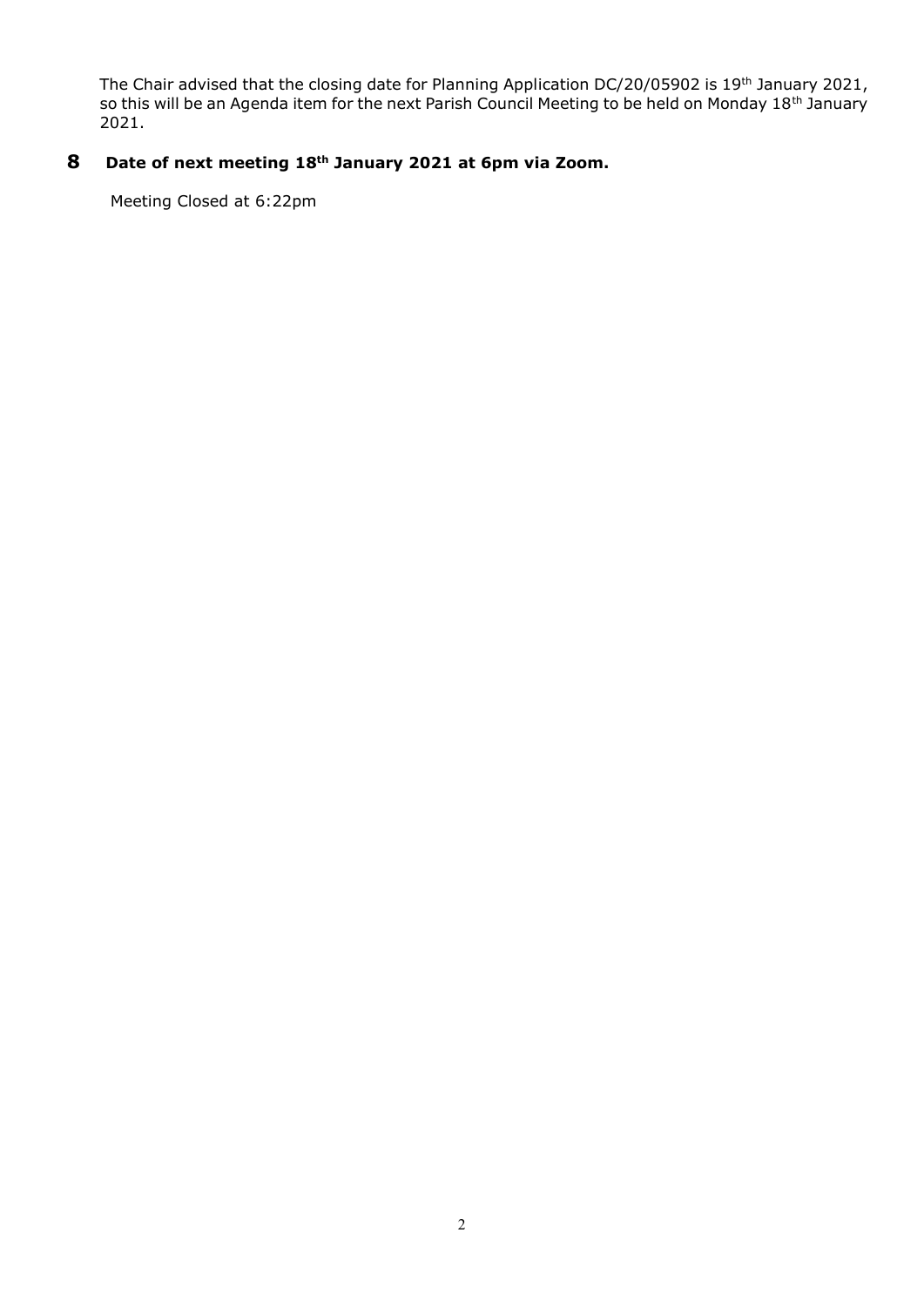The Chair advised that the closing date for Planning Application DC/20/05902 is 19th January 2021, so this will be an Agenda item for the next Parish Council Meeting to be held on Monday 18th January 2021.

## 8 Date of next meeting 18th January 2021 at 6pm via Zoom.

Meeting Closed at 6:22pm